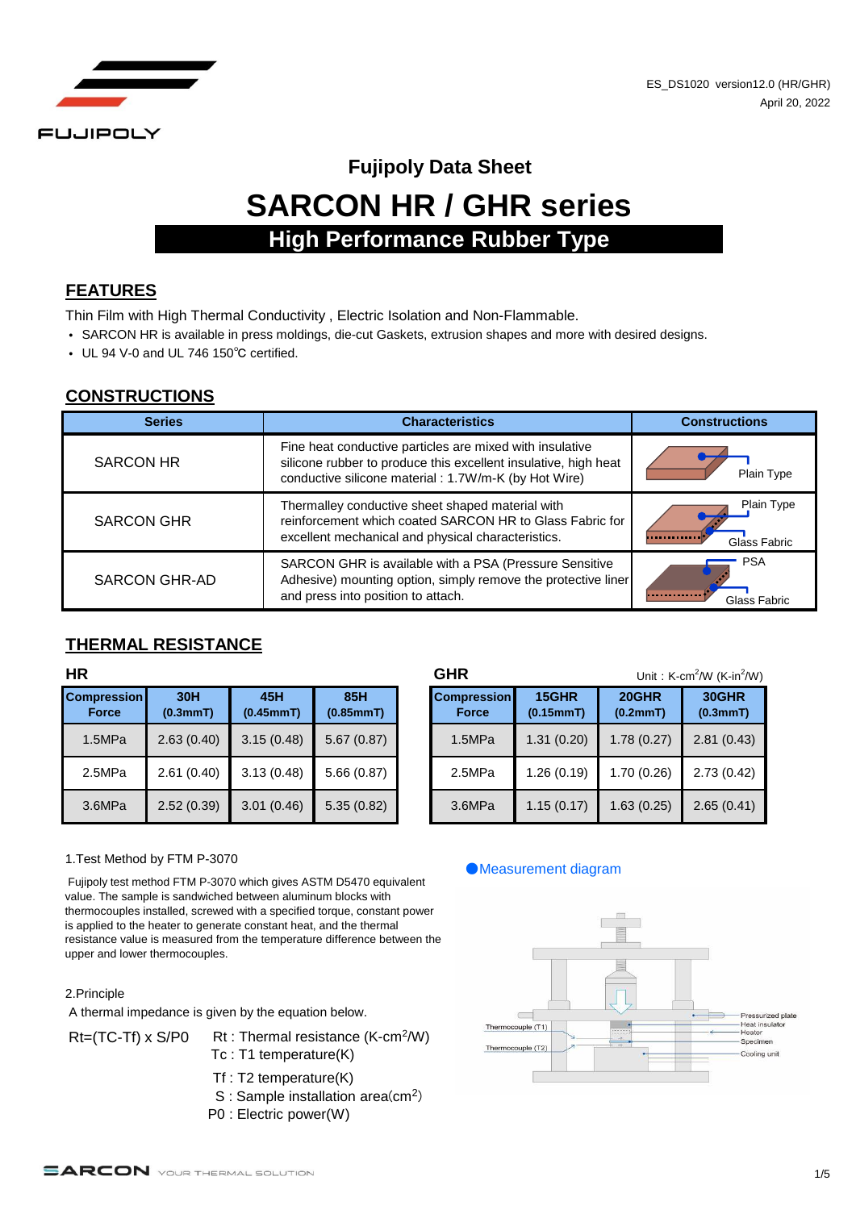ES_DS1020 version12.0 (HR/GHR)
April 20, 2022

# Fujipoly Data Sheet

# SARCON HR / GHR series

## High Performance Rubber Type

## FEATURES

Thin Film with High Thermal Conductivity , Electric Isolation and Non-Flammable.

- SARCON HR is available in press moldings, die-cut Gaskets, extrusion shapes and more with desired designs.
- UL 94 V-0 and UL 746 150℃ certified.

## CONSTRUCTIONS

| Series | Characteristics | Constructions |
|---|---|---|
| SARCON HR | Fine heat conductive particles are mixed with insulative silicone rubber to produce this excellent insulative, high heat conductive silicone material : 1.7W/m-K (by Hot Wire) | Plain Type |
| SARCON GHR | Thermalley conductive sheet shaped material with reinforcement which coated SARCON HR to Glass Fabric for excellent mechanical and physical characteristics. | Plain Type, Glass Fabric |
| SARCON GHR-AD | SARCON GHR is available with a PSA (Pressure Sensitive Adhesive) mounting option, simply remove the protective liner and press into position to attach. | PSA, Glass Fabric |

## THERMAL RESISTANCE

Unit : K-cm$^2$/W (K-in$^2$/W)

**HR**

| Compression Force | 30H (0.3mmT) | 45H (0.45mmT) | 85H (0.85mmT) |
|---|---|---|---|
| 1.5MPa | 2.63 (0.40) | 3.15 (0.48) | 5.67 (0.87) |
| 2.5MPa | 2.61 (0.40) | 3.13 (0.48) | 5.66 (0.87) |
| 3.6MPa | 2.52 (0.39) | 3.01 (0.46) | 5.35 (0.82) |

**GHR**

| Compression Force | 15GHR (0.15mmT) | 20GHR (0.2mmT) | 30GHR (0.3mmT) |
|---|---|---|---|
| 1.5MPa | 1.31 (0.20) | 1.78 (0.27) | 2.81 (0.43) |
| 2.5MPa | 1.26 (0.19) | 1.70 (0.26) | 2.73 (0.42) |
| 3.6MPa | 1.15 (0.17) | 1.63 (0.25) | 2.65 (0.41) |

1.Test Method by FTM P-3070

Fujipoly test method FTM P-3070 which gives ASTM D5470 equivalent value. The sample is sandwiched between aluminum blocks with thermocouples installed, screwed with a specified torque, constant power is applied to the heater to generate constant heat, and the thermal resistance value is measured from the temperature difference between the upper and lower thermocouples.

2.Principle

A thermal impedance is given by the equation below.

$Rt=(TC-Tf) \times S/P0$

Rt : Thermal resistance (K-cm$^2$/W)
Tc : T1 temperature(K)
Tf : T2 temperature(K)
S : Sample installation area(cm$^2$)
P0 : Electric power(W)

●Measurement diagram

Thermocouple (T1), Thermocouple (T2), Pressurized plate, Heat insulator, Heater, Specimen, Cooling unit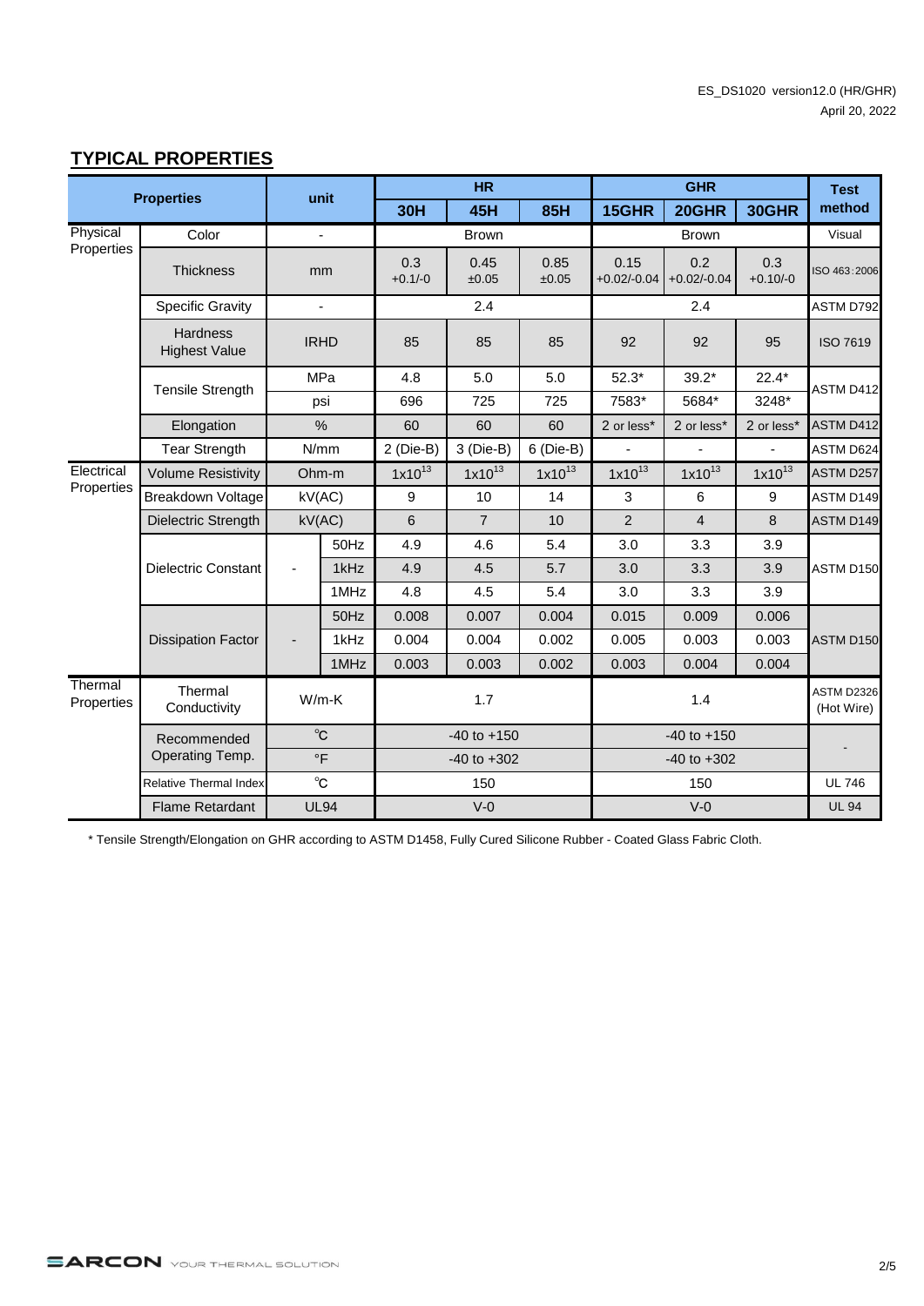## TYPICAL PROPERTIES

| Properties | | unit | | HR | | | GHR | | | Test method |
|---|---|---|---|---|---|---|---|---|---|---|
| | | | | 30H | 45H | 85H | 15GHR | 20GHR | 30GHR | |
| Physical Properties | Color | - | | Brown | | | Brown | | | Visual |
| | Thickness | mm | | 0.3 +0.1/-0 | 0.45 ±0.05 | 0.85 ±0.05 | 0.15 +0.02/-0.04 | 0.2 +0.02/-0.04 | 0.3 +0.10/-0 | ISO 463:2006 |
| | Specific Gravity | - | | 2.4 | | | 2.4 | | | ASTM D792 |
| | Hardness Highest Value | IRHD | | 85 | 85 | 85 | 92 | 92 | 95 | ISO 7619 |
| | Tensile Strength | MPa | | 4.8 | 5.0 | 5.0 | 52.3* | 39.2* | 22.4* | ASTM D412 |
| | | psi | | 696 | 725 | 725 | 7583* | 5684* | 3248* | |
| | Elongation | % | | 60 | 60 | 60 | 2 or less* | 2 or less* | 2 or less* | ASTM D412 |
| | Tear Strength | N/mm | | 2 (Die-B) | 3 (Die-B) | 6 (Die-B) | - | - | - | ASTM D624 |
| Electrical Properties | Volume Resistivity | Ohm-m | | $1x10^{13}$ | $1x10^{13}$ | $1x10^{13}$ | $1x10^{13}$ | $1x10^{13}$ | $1x10^{13}$ | ASTM D257 |
| | Breakdown Voltage | kV(AC) | | 9 | 10 | 14 | 3 | 6 | 9 | ASTM D149 |
| | Dielectric Strength | kV(AC) | | 6 | 7 | 10 | 2 | 4 | 8 | ASTM D149 |
| | Dielectric Constant | - | 50Hz | 4.9 | 4.6 | 5.4 | 3.0 | 3.3 | 3.9 | ASTM D150 |
| | | | 1kHz | 4.9 | 4.5 | 5.7 | 3.0 | 3.3 | 3.9 | |
| | | | 1MHz | 4.8 | 4.5 | 5.4 | 3.0 | 3.3 | 3.9 | |
| | Dissipation Factor | - | 50Hz | 0.008 | 0.007 | 0.004 | 0.015 | 0.009 | 0.006 | ASTM D150 |
| | | | 1kHz | 0.004 | 0.004 | 0.002 | 0.005 | 0.003 | 0.003 | |
| | | | 1MHz | 0.003 | 0.003 | 0.002 | 0.003 | 0.004 | 0.004 | |
| Thermal Properties | Thermal Conductivity | W/m-K | | 1.7 | | | 1.4 | | | ASTM D2326 (Hot Wire) |
| | Recommended Operating Temp. | ℃ | | -40 to +150 | | | -40 to +150 | | | - |
| | | °F | | -40 to +302 | | | -40 to +302 | | | |
| | Relative Thermal Index | ℃ | | 150 | | | 150 | | | UL 746 |
| | Flame Retardant | UL94 | | V-0 | | | V-0 | | | UL 94 |

* Tensile Strength/Elongation on GHR according to ASTM D1458, Fully Cured Silicone Rubber - Coated Glass Fabric Cloth.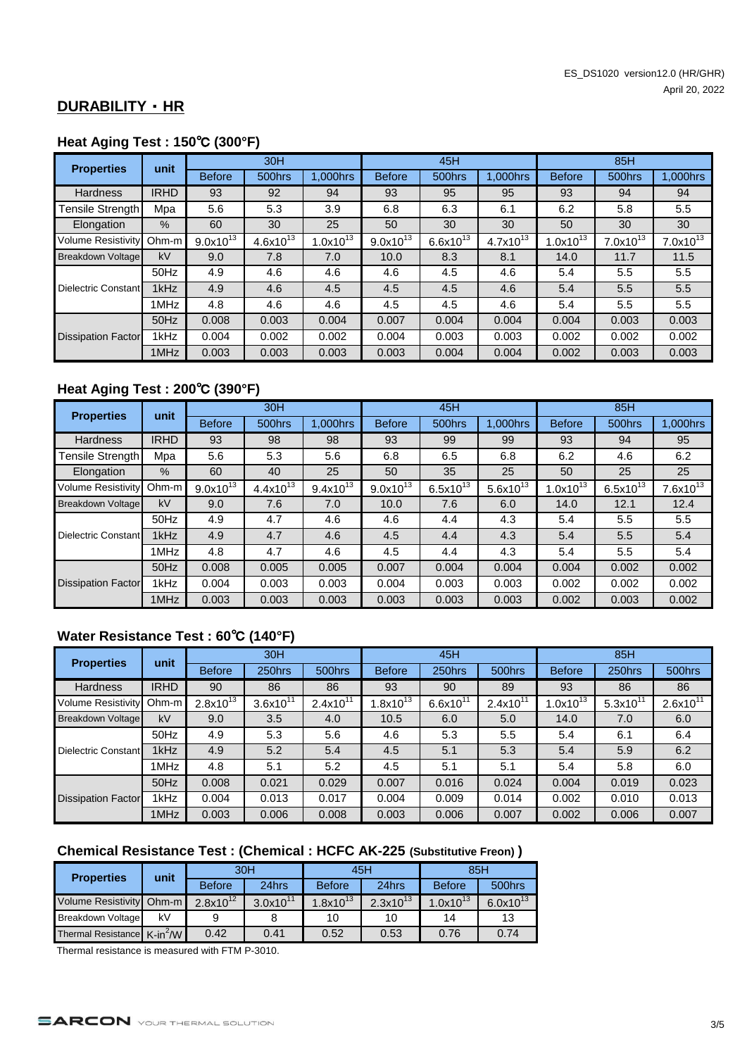## DURABILITY・HR

### Heat Aging Test : 150℃ (300°F)

| Properties | unit | 30H | | | 45H | | | 85H | | |
|---|---|---|---|---|---|---|---|---|---|---|
| | | Before | 500hrs | 1,000hrs | Before | 500hrs | 1,000hrs | Before | 500hrs | 1,000hrs |
| Hardness | IRHD | 93 | 92 | 94 | 93 | 95 | 95 | 93 | 94 | 94 |
| Tensile Strength | Mpa | 5.6 | 5.3 | 3.9 | 6.8 | 6.3 | 6.1 | 6.2 | 5.8 | 5.5 |
| Elongation | % | 60 | 30 | 25 | 50 | 30 | 30 | 50 | 30 | 30 |
| Volume Resistivity | Ohm-m | $9.0x10^{13}$ | $4.6x10^{13}$ | $1.0x10^{13}$ | $9.0x10^{13}$ | $6.6x10^{13}$ | $4.7x10^{13}$ | $1.0x10^{13}$ | $7.0x10^{13}$ | $7.0x10^{13}$ |
| Breakdown Voltage | kV | 9.0 | 7.8 | 7.0 | 10.0 | 8.3 | 8.1 | 14.0 | 11.7 | 11.5 |
| Dielectric Constant | 50Hz | 4.9 | 4.6 | 4.6 | 4.6 | 4.5 | 4.6 | 5.4 | 5.5 | 5.5 |
| | 1kHz | 4.9 | 4.6 | 4.5 | 4.5 | 4.5 | 4.6 | 5.4 | 5.5 | 5.5 |
| | 1MHz | 4.8 | 4.6 | 4.6 | 4.5 | 4.5 | 4.6 | 5.4 | 5.5 | 5.5 |
| Dissipation Factor | 50Hz | 0.008 | 0.003 | 0.004 | 0.007 | 0.004 | 0.004 | 0.004 | 0.003 | 0.003 |
| | 1kHz | 0.004 | 0.002 | 0.002 | 0.004 | 0.003 | 0.003 | 0.002 | 0.002 | 0.002 |
| | 1MHz | 0.003 | 0.003 | 0.003 | 0.003 | 0.004 | 0.004 | 0.002 | 0.003 | 0.003 |

### Heat Aging Test : 200℃ (390°F)

| Properties | unit | 30H | | | 45H | | | 85H | | |
|---|---|---|---|---|---|---|---|---|---|---|
| | | Before | 500hrs | 1,000hrs | Before | 500hrs | 1,000hrs | Before | 500hrs | 1,000hrs |
| Hardness | IRHD | 93 | 98 | 98 | 93 | 99 | 99 | 93 | 94 | 95 |
| Tensile Strength | Mpa | 5.6 | 5.3 | 5.6 | 6.8 | 6.5 | 6.8 | 6.2 | 4.6 | 6.2 |
| Elongation | % | 60 | 40 | 25 | 50 | 35 | 25 | 50 | 25 | 25 |
| Volume Resistivity | Ohm-m | $9.0x10^{13}$ | $4.4x10^{13}$ | $9.4x10^{13}$ | $9.0x10^{13}$ | $6.5x10^{13}$ | $5.6x10^{13}$ | $1.0x10^{13}$ | $6.5x10^{13}$ | $7.6x10^{13}$ |
| Breakdown Voltage | kV | 9.0 | 7.6 | 7.0 | 10.0 | 7.6 | 6.0 | 14.0 | 12.1 | 12.4 |
| Dielectric Constant | 50Hz | 4.9 | 4.7 | 4.6 | 4.6 | 4.4 | 4.3 | 5.4 | 5.5 | 5.5 |
| | 1kHz | 4.9 | 4.7 | 4.6 | 4.5 | 4.4 | 4.3 | 5.4 | 5.5 | 5.4 |
| | 1MHz | 4.8 | 4.7 | 4.6 | 4.5 | 4.4 | 4.3 | 5.4 | 5.5 | 5.4 |
| Dissipation Factor | 50Hz | 0.008 | 0.005 | 0.005 | 0.007 | 0.004 | 0.004 | 0.004 | 0.002 | 0.002 |
| | 1kHz | 0.004 | 0.003 | 0.003 | 0.004 | 0.003 | 0.003 | 0.002 | 0.002 | 0.002 |
| | 1MHz | 0.003 | 0.003 | 0.003 | 0.003 | 0.003 | 0.003 | 0.002 | 0.003 | 0.002 |

### Water Resistance Test : 60℃ (140°F)

| Properties | unit | 30H | | | 45H | | | 85H | | |
|---|---|---|---|---|---|---|---|---|---|---|
| | | Before | 250hrs | 500hrs | Before | 250hrs | 500hrs | Before | 250hrs | 500hrs |
| Hardness | IRHD | 90 | 86 | 86 | 93 | 90 | 89 | 93 | 86 | 86 |
| Volume Resistivity | Ohm-m | $2.8x10^{13}$ | $3.6x10^{11}$ | $2.4x10^{11}$ | $1.8x10^{13}$ | $6.6x10^{11}$ | $2.4x10^{11}$ | $1.0x10^{13}$ | $5.3x10^{11}$ | $2.6x10^{11}$ |
| Breakdown Voltage | kV | 9.0 | 3.5 | 4.0 | 10.5 | 6.0 | 5.0 | 14.0 | 7.0 | 6.0 |
| Dielectric Constant | 50Hz | 4.9 | 5.3 | 5.6 | 4.6 | 5.3 | 5.5 | 5.4 | 6.1 | 6.4 |
| | 1kHz | 4.9 | 5.2 | 5.4 | 4.5 | 5.1 | 5.3 | 5.4 | 5.9 | 6.2 |
| | 1MHz | 4.8 | 5.1 | 5.2 | 4.5 | 5.1 | 5.1 | 5.4 | 5.8 | 6.0 |
| Dissipation Factor | 50Hz | 0.008 | 0.021 | 0.029 | 0.007 | 0.016 | 0.024 | 0.004 | 0.019 | 0.023 |
| | 1kHz | 0.004 | 0.013 | 0.017 | 0.004 | 0.009 | 0.014 | 0.002 | 0.010 | 0.013 |
| | 1MHz | 0.003 | 0.006 | 0.008 | 0.003 | 0.006 | 0.007 | 0.002 | 0.006 | 0.007 |

### Chemical Resistance Test : (Chemical : HCFC AK-225 (Substitutive Freon) )

| Properties | unit | 30H | | 45H | | 85H | |
|---|---|---|---|---|---|---|---|
| | | Before | 24hrs | Before | 24hrs | Before | 500hrs |
| Volume Resistivity | Ohm-m | $2.8x10^{12}$ | $3.0x10^{11}$ | $1.8x10^{13}$ | $2.3x10^{13}$ | $1.0x10^{13}$ | $6.0x10^{13}$ |
| Breakdown Voltage | kV | 9 | 8 | 10 | 10 | 14 | 13 |
| Thermal Resistance | $K\text{-}in^2/W$ | 0.42 | 0.41 | 0.52 | 0.53 | 0.76 | 0.74 |

Thermal resistance is measured with FTM P-3010.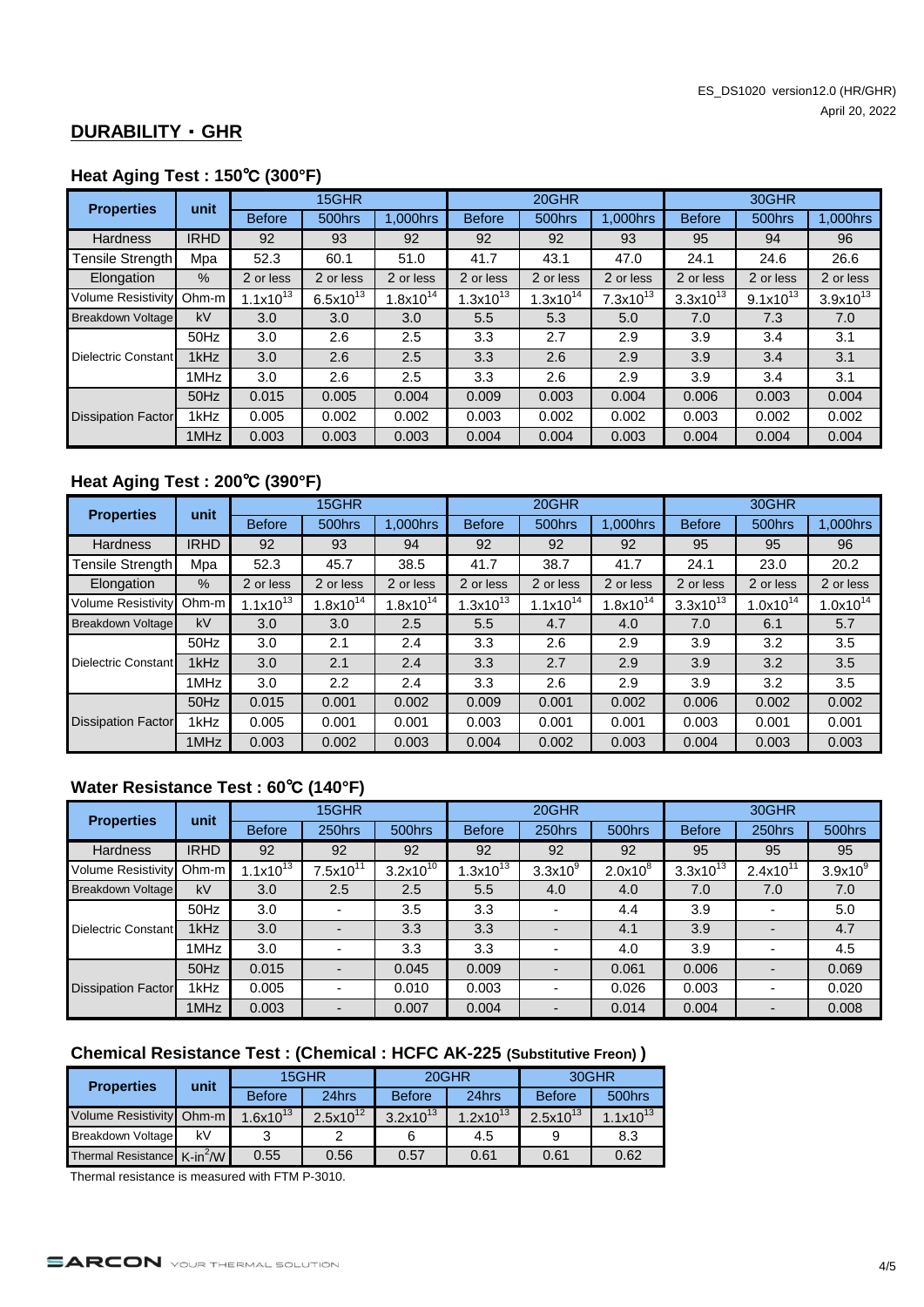ES_DS1020 version12.0 (HR/GHR)
April 20, 2022

## DURABILITY・GHR

### Heat Aging Test : 150℃ (300°F)

| Properties | unit | 15GHR | | | 20GHR | | | 30GHR | | |
|---|---|---|---|---|---|---|---|---|---|---|
| | | Before | 500hrs | 1,000hrs | Before | 500hrs | 1,000hrs | Before | 500hrs | 1,000hrs |
| Hardness | IRHD | 92 | 93 | 92 | 92 | 92 | 93 | 95 | 94 | 96 |
| Tensile Strength | Mpa | 52.3 | 60.1 | 51.0 | 41.7 | 43.1 | 47.0 | 24.1 | 24.6 | 26.6 |
| Elongation | % | 2 or less | 2 or less | 2 or less | 2 or less | 2 or less | 2 or less | 2 or less | 2 or less | 2 or less |
| Volume Resistivity | Ohm-m | $1.1x10^{13}$ | $6.5x10^{13}$ | $1.8x10^{14}$ | $1.3x10^{13}$ | $1.3x10^{14}$ | $7.3x10^{13}$ | $3.3x10^{13}$ | $9.1x10^{13}$ | $3.9x10^{13}$ |
| Breakdown Voltage | kV | 3.0 | 3.0 | 3.0 | 5.5 | 5.3 | 5.0 | 7.0 | 7.3 | 7.0 |
| Dielectric Constant | 50Hz | 3.0 | 2.6 | 2.5 | 3.3 | 2.7 | 2.9 | 3.9 | 3.4 | 3.1 |
| | 1kHz | 3.0 | 2.6 | 2.5 | 3.3 | 2.6 | 2.9 | 3.9 | 3.4 | 3.1 |
| | 1MHz | 3.0 | 2.6 | 2.5 | 3.3 | 2.6 | 2.9 | 3.9 | 3.4 | 3.1 |
| Dissipation Factor | 50Hz | 0.015 | 0.005 | 0.004 | 0.009 | 0.003 | 0.004 | 0.006 | 0.003 | 0.004 |
| | 1kHz | 0.005 | 0.002 | 0.002 | 0.003 | 0.002 | 0.002 | 0.003 | 0.002 | 0.002 |
| | 1MHz | 0.003 | 0.003 | 0.003 | 0.004 | 0.004 | 0.003 | 0.004 | 0.004 | 0.004 |

### Heat Aging Test : 200℃ (390°F)

| Properties | unit | 15GHR | | | 20GHR | | | 30GHR | | |
|---|---|---|---|---|---|---|---|---|---|---|
| | | Before | 500hrs | 1,000hrs | Before | 500hrs | 1,000hrs | Before | 500hrs | 1,000hrs |
| Hardness | IRHD | 92 | 93 | 94 | 92 | 92 | 92 | 95 | 95 | 96 |
| Tensile Strength | Mpa | 52.3 | 45.7 | 38.5 | 41.7 | 38.7 | 41.7 | 24.1 | 23.0 | 20.2 |
| Elongation | % | 2 or less | 2 or less | 2 or less | 2 or less | 2 or less | 2 or less | 2 or less | 2 or less | 2 or less |
| Volume Resistivity | Ohm-m | $1.1x10^{13}$ | $1.8x10^{14}$ | $1.8x10^{14}$ | $1.3x10^{13}$ | $1.1x10^{14}$ | $1.8x10^{14}$ | $3.3x10^{13}$ | $1.0x10^{14}$ | $1.0x10^{14}$ |
| Breakdown Voltage | kV | 3.0 | 3.0 | 2.5 | 5.5 | 4.7 | 4.0 | 7.0 | 6.1 | 5.7 |
| Dielectric Constant | 50Hz | 3.0 | 2.1 | 2.4 | 3.3 | 2.6 | 2.9 | 3.9 | 3.2 | 3.5 |
| | 1kHz | 3.0 | 2.1 | 2.4 | 3.3 | 2.7 | 2.9 | 3.9 | 3.2 | 3.5 |
| | 1MHz | 3.0 | 2.2 | 2.4 | 3.3 | 2.6 | 2.9 | 3.9 | 3.2 | 3.5 |
| Dissipation Factor | 50Hz | 0.015 | 0.001 | 0.002 | 0.009 | 0.001 | 0.002 | 0.006 | 0.002 | 0.002 |
| | 1kHz | 0.005 | 0.001 | 0.001 | 0.003 | 0.001 | 0.001 | 0.003 | 0.001 | 0.001 |
| | 1MHz | 0.003 | 0.002 | 0.003 | 0.004 | 0.002 | 0.003 | 0.004 | 0.003 | 0.003 |

### Water Resistance Test : 60℃ (140°F)

| Properties | unit | 15GHR | | | 20GHR | | | 30GHR | | |
|---|---|---|---|---|---|---|---|---|---|---|
| | | Before | 250hrs | 500hrs | Before | 250hrs | 500hrs | Before | 250hrs | 500hrs |
| Hardness | IRHD | 92 | 92 | 92 | 92 | 92 | 92 | 95 | 95 | 95 |
| Volume Resistivity | Ohm-m | $1.1x10^{13}$ | $7.5x10^{11}$ | $3.2x10^{10}$ | $1.3x10^{13}$ | $3.3x10^{9}$ | $2.0x10^{8}$ | $3.3x10^{13}$ | $2.4x10^{11}$ | $3.9x10^{9}$ |
| Breakdown Voltage | kV | 3.0 | 2.5 | 2.5 | 5.5 | 4.0 | 4.0 | 7.0 | 7.0 | 7.0 |
| Dielectric Constant | 50Hz | 3.0 | - | 3.5 | 3.3 | - | 4.4 | 3.9 | - | 5.0 |
| | 1kHz | 3.0 | - | 3.3 | 3.3 | - | 4.1 | 3.9 | - | 4.7 |
| | 1MHz | 3.0 | - | 3.3 | 3.3 | - | 4.0 | 3.9 | - | 4.5 |
| Dissipation Factor | 50Hz | 0.015 | - | 0.045 | 0.009 | - | 0.061 | 0.006 | - | 0.069 |
| | 1kHz | 0.005 | - | 0.010 | 0.003 | - | 0.026 | 0.003 | - | 0.020 |
| | 1MHz | 0.003 | - | 0.007 | 0.004 | - | 0.014 | 0.004 | - | 0.008 |

### Chemical Resistance Test : (Chemical : HCFC AK-225 (Substitutive Freon) )

| Properties | unit | 15GHR | | 20GHR | | 30GHR | |
|---|---|---|---|---|---|---|---|
| | | Before | 24hrs | Before | 24hrs | Before | 500hrs |
| Volume Resistivity | Ohm-m | $1.6x10^{13}$ | $2.5x10^{12}$ | $3.2x10^{13}$ | $1.2x10^{13}$ | $2.5x10^{13}$ | $1.1x10^{13}$ |
| Breakdown Voltage | kV | 3 | 2 | 6 | 4.5 | 9 | 8.3 |
| Thermal Resistance | $K\text{-}in^2/W$ | 0.55 | 0.56 | 0.57 | 0.61 | 0.61 | 0.62 |

Thermal resistance is measured with FTM P-3010.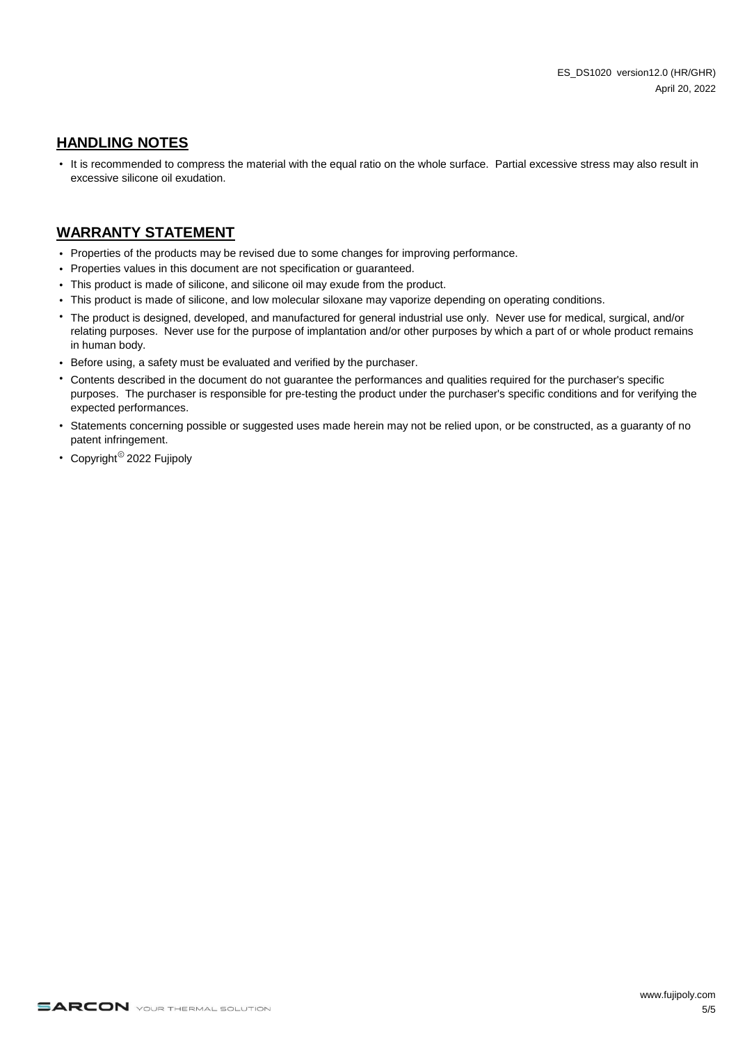## HANDLING NOTES

- It is recommended to compress the material with the equal ratio on the whole surface. Partial excessive stress may also result in excessive silicone oil exudation.

## WARRANTY STATEMENT

- Properties of the products may be revised due to some changes for improving performance.
- Properties values in this document are not specification or guaranteed.
- This product is made of silicone, and silicone oil may exude from the product.
- This product is made of silicone, and low molecular siloxane may vaporize depending on operating conditions.
- The product is designed, developed, and manufactured for general industrial use only. Never use for medical, surgical, and/or relating purposes. Never use for the purpose of implantation and/or other purposes by which a part of or whole product remains in human body.
- Before using, a safety must be evaluated and verified by the purchaser.
- Contents described in the document do not guarantee the performances and qualities required for the purchaser's specific purposes. The purchaser is responsible for pre-testing the product under the purchaser's specific conditions and for verifying the expected performances.
- Statements concerning possible or suggested uses made herein may not be relied upon, or be constructed, as a guaranty of no patent infringement.
- Copyright© 2022 Fujipoly